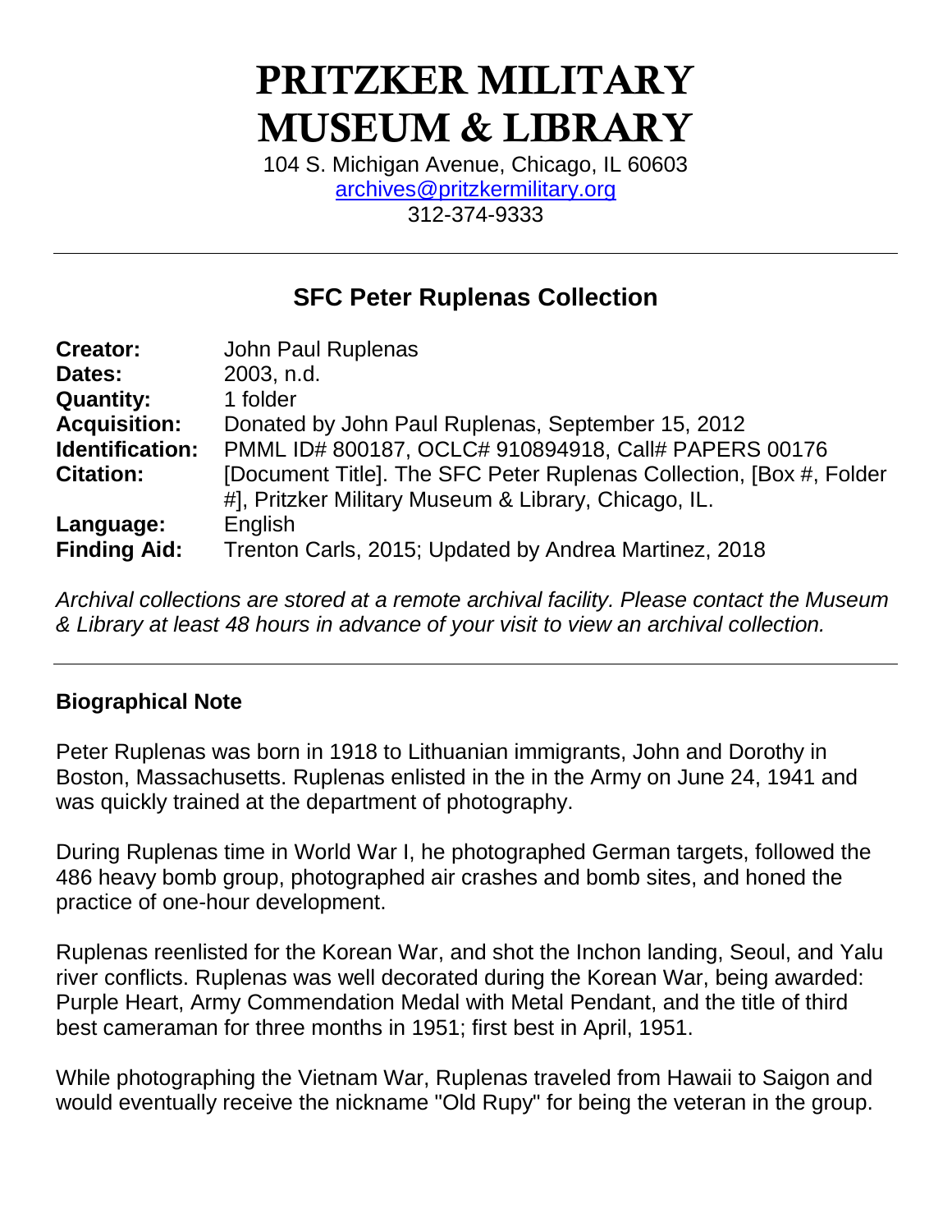# PRITZKER MILITARY MUSEUM & LIBRARY

104 S. Michigan Avenue, Chicago, IL 60603
archives@pritzkermilitary.org
312-374-9333

---

## SFC Peter Ruplenas Collection

| | |
|---|---|
| **Creator:** | John Paul Ruplenas |
| **Dates:** | 2003, n.d. |
| **Quantity:** | 1 folder |
| **Acquisition:** | Donated by John Paul Ruplenas, September 15, 2012 |
| **Identification:** | PMML ID# 800187, OCLC# 910894918, Call# PAPERS 00176 |
| **Citation:** | [Document Title]. The SFC Peter Ruplenas Collection, [Box #, Folder #], Pritzker Military Museum & Library, Chicago, IL. |
| **Language:** | English |
| **Finding Aid:** | Trenton Carls, 2015; Updated by Andrea Martinez, 2018 |

*Archival collections are stored at a remote archival facility. Please contact the Museum & Library at least 48 hours in advance of your visit to view an archival collection.*

---

### Biographical Note

Peter Ruplenas was born in 1918 to Lithuanian immigrants, John and Dorothy in Boston, Massachusetts. Ruplenas enlisted in the in the Army on June 24, 1941 and was quickly trained at the department of photography.

During Ruplenas time in World War I, he photographed German targets, followed the 486 heavy bomb group, photographed air crashes and bomb sites, and honed the practice of one-hour development.

Ruplenas reenlisted for the Korean War, and shot the Inchon landing, Seoul, and Yalu river conflicts. Ruplenas was well decorated during the Korean War, being awarded: Purple Heart, Army Commendation Medal with Metal Pendant, and the title of third best cameraman for three months in 1951; first best in April, 1951.

While photographing the Vietnam War, Ruplenas traveled from Hawaii to Saigon and would eventually receive the nickname "Old Rupy" for being the veteran in the group.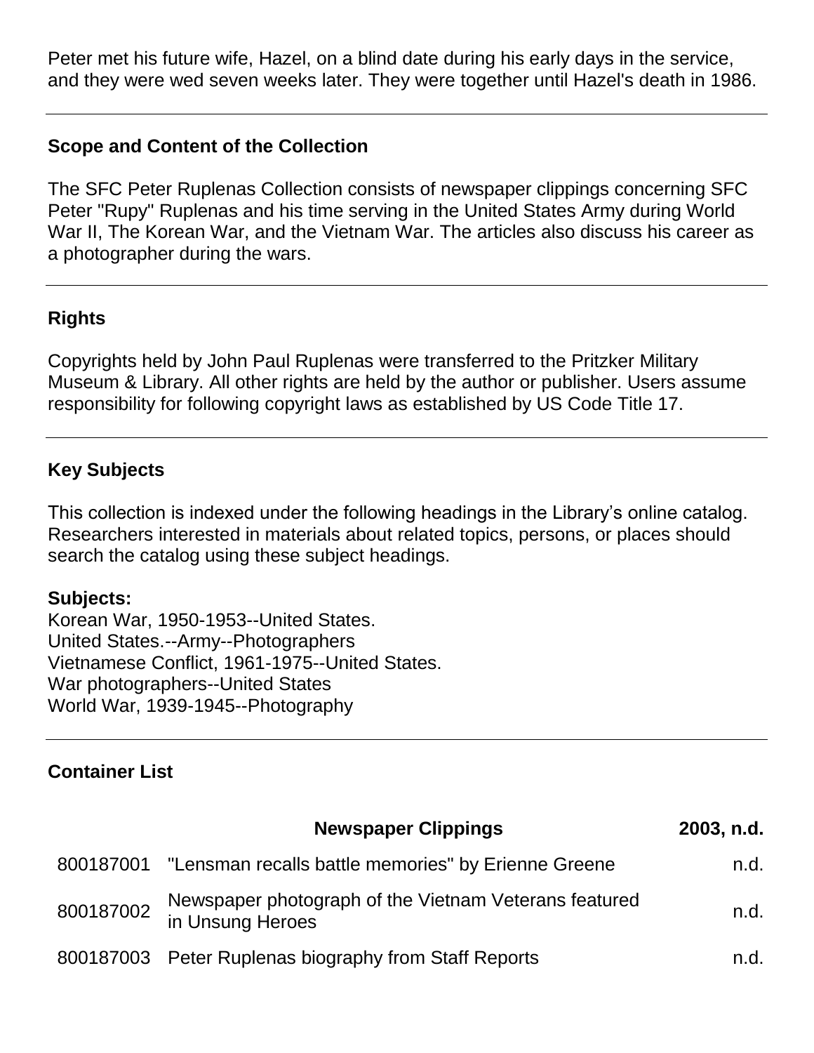Peter met his future wife, Hazel, on a blind date during his early days in the service, and they were wed seven weeks later. They were together until Hazel's death in 1986.

---

## Scope and Content of the Collection

The SFC Peter Ruplenas Collection consists of newspaper clippings concerning SFC Peter "Rupy" Ruplenas and his time serving in the United States Army during World War II, The Korean War, and the Vietnam War. The articles also discuss his career as a photographer during the wars.

---

## Rights

Copyrights held by John Paul Ruplenas were transferred to the Pritzker Military Museum & Library. All other rights are held by the author or publisher. Users assume responsibility for following copyright laws as established by US Code Title 17.

---

## Key Subjects

This collection is indexed under the following headings in the Library's online catalog. Researchers interested in materials about related topics, persons, or places should search the catalog using these subject headings.

**Subjects:**

Korean War, 1950-1953--United States.
United States.--Army--Photographers
Vietnamese Conflict, 1961-1975--United States.
War photographers--United States
World War, 1939-1945--Photography

---

## Container List

| | **Newspaper Clippings** | **2003, n.d.** |
|---|---|---|
| 800187001 | "Lensman recalls battle memories" by Erienne Greene | n.d. |
| 800187002 | Newspaper photograph of the Vietnam Veterans featured in Unsung Heroes | n.d. |
| 800187003 | Peter Ruplenas biography from Staff Reports | n.d. |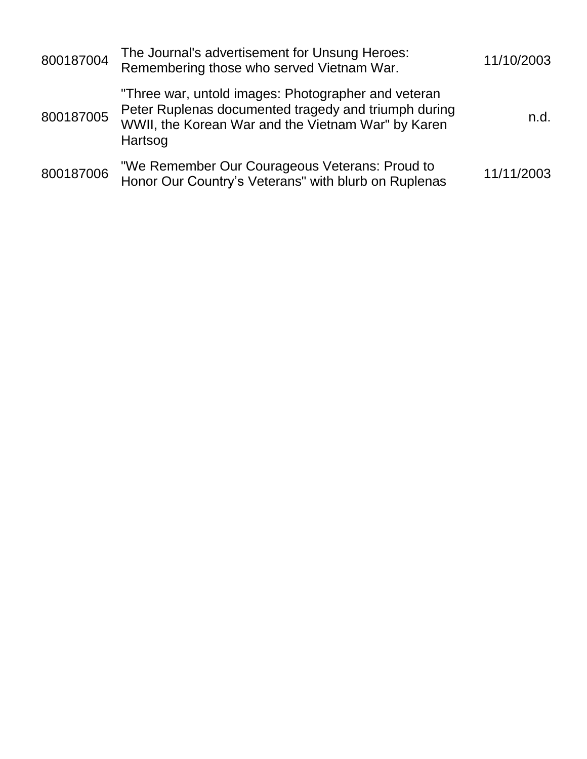| | | |
|---|---|---|
| 800187004 | The Journal's advertisement for Unsung Heroes: Remembering those who served Vietnam War. | 11/10/2003 |
| 800187005 | "Three war, untold images: Photographer and veteran Peter Ruplenas documented tragedy and triumph during WWII, the Korean War and the Vietnam War" by Karen Hartsog | n.d. |
| 800187006 | "We Remember Our Courageous Veterans: Proud to Honor Our Country's Veterans" with blurb on Ruplenas | 11/11/2003 |